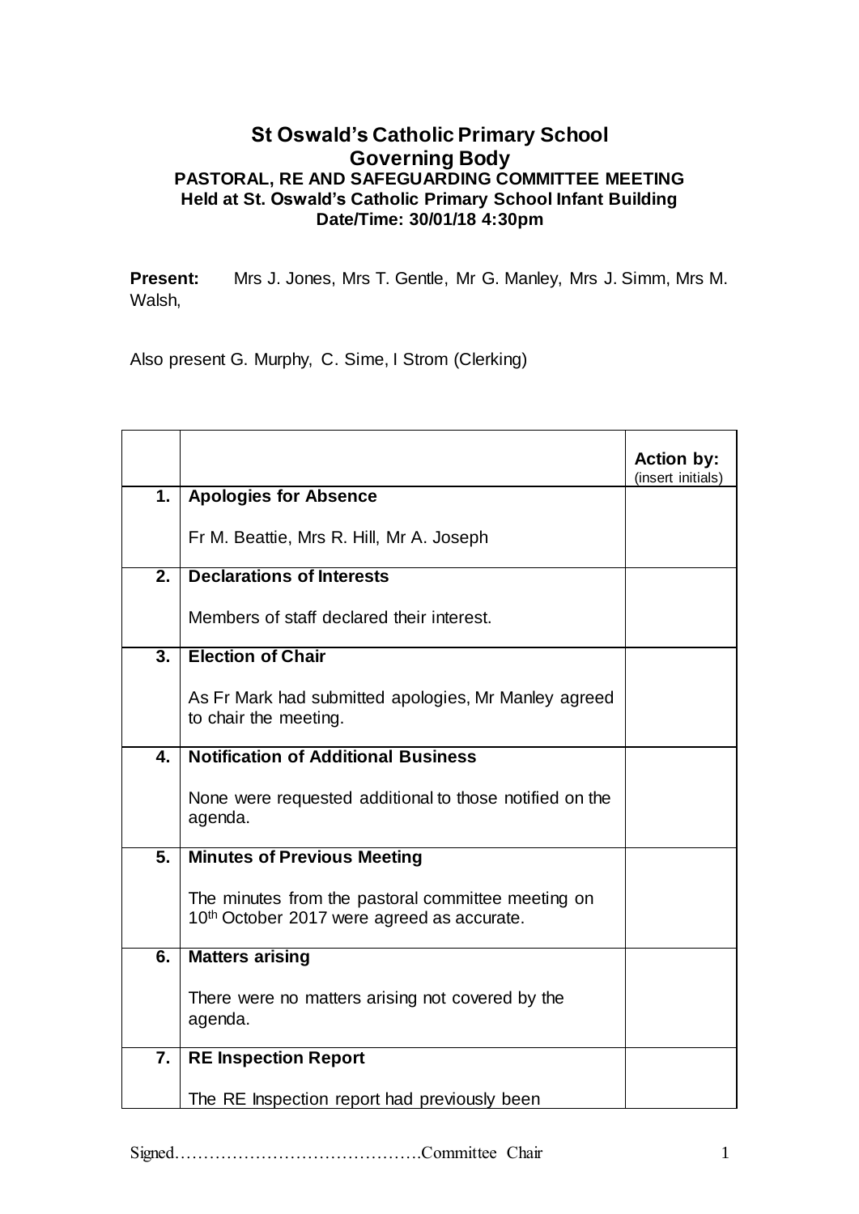# St Oswald's Catholic Primary School
## Governing Body
### PASTORAL, RE AND SAFEGUARDING COMMITTEE MEETING
**Held at St. Oswald's Catholic Primary School Infant Building**
**Date/Time: 30/01/18 4:30pm**

**Present:** Mrs J. Jones, Mrs T. Gentle, Mr G. Manley, Mrs J. Simm, Mrs M. Walsh,

Also present G. Murphy, C. Sime, I Strom (Clerking)

| | | **Action by:** (insert initials) |
|---|---|---|
| **1.** | **Apologies for Absence**<br><br>Fr M. Beattie, Mrs R. Hill, Mr A. Joseph | |
| **2.** | **Declarations of Interests**<br><br>Members of staff declared their interest. | |
| **3.** | **Election of Chair**<br><br>As Fr Mark had submitted apologies, Mr Manley agreed to chair the meeting. | |
| **4.** | **Notification of Additional Business**<br><br>None were requested additional to those notified on the agenda. | |
| **5.** | **Minutes of Previous Meeting**<br><br>The minutes from the pastoral committee meeting on 10th October 2017 were agreed as accurate. | |
| **6.** | **Matters arising**<br><br>There were no matters arising not covered by the agenda. | |
| **7.** | **RE Inspection Report**<br><br>The RE Inspection report had previously been | |

Signed……………………………………Committee Chair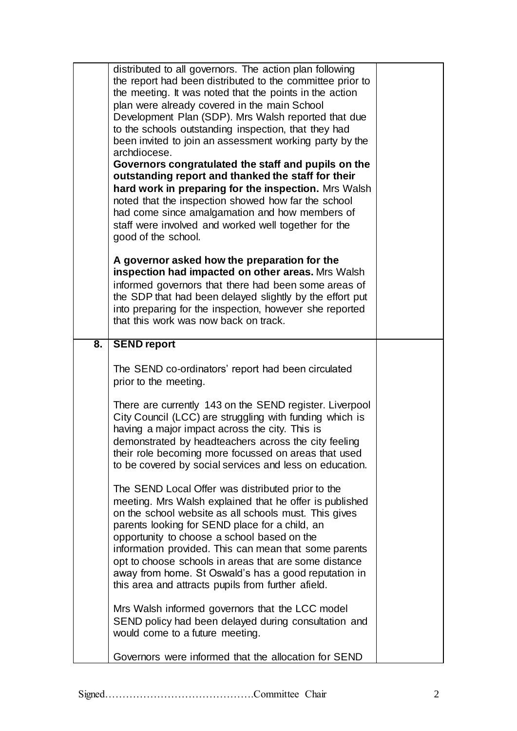| | | |
|---|---|---|
| | distributed to all governors. The action plan following the report had been distributed to the committee prior to the meeting. It was noted that the points in the action plan were already covered in the main School Development Plan (SDP). Mrs Walsh reported that due to the schools outstanding inspection, that they had been invited to join an assessment working party by the archdiocese.<br>**Governors congratulated the staff and pupils on the outstanding report and thanked the staff for their hard work in preparing for the inspection.** Mrs Walsh noted that the inspection showed how far the school had come since amalgamation and how members of staff were involved and worked well together for the good of the school.<br><br>**A governor asked how the preparation for the inspection had impacted on other areas.** Mrs Walsh informed governors that there had been some areas of the SDP that had been delayed slightly by the effort put into preparing for the inspection, however she reported that this work was now back on track. | |
| **8.** | **SEND report**<br><br>The SEND co-ordinators' report had been circulated prior to the meeting.<br><br>There are currently 143 on the SEND register. Liverpool City Council (LCC) are struggling with funding which is having a major impact across the city. This is demonstrated by headteachers across the city feeling their role becoming more focussed on areas that used to be covered by social services and less on education.<br><br>The SEND Local Offer was distributed prior to the meeting. Mrs Walsh explained that he offer is published on the school website as all schools must. This gives parents looking for SEND place for a child, an opportunity to choose a school based on the information provided. This can mean that some parents opt to choose schools in areas that are some distance away from home. St Oswald's has a good reputation in this area and attracts pupils from further afield.<br><br>Mrs Walsh informed governors that the LCC model SEND policy had been delayed during consultation and would come to a future meeting.<br><br>Governors were informed that the allocation for SEND | |

Signed……………………………………Committee Chair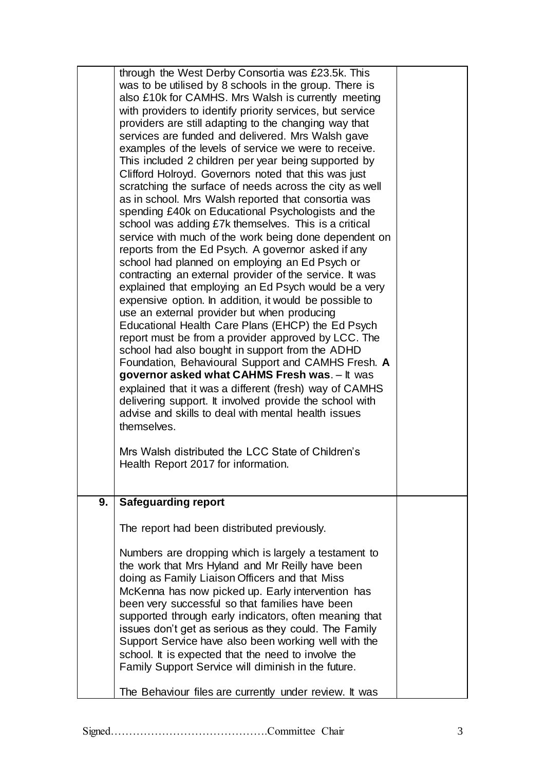| | | |
|---|---|---|
| | through the West Derby Consortia was £23.5k. This was to be utilised by 8 schools in the group. There is also £10k for CAMHS. Mrs Walsh is currently meeting with providers to identify priority services, but service providers are still adapting to the changing way that services are funded and delivered. Mrs Walsh gave examples of the levels of service we were to receive. This included 2 children per year being supported by Clifford Holroyd. Governors noted that this was just scratching the surface of needs across the city as well as in school. Mrs Walsh reported that consortia was spending £40k on Educational Psychologists and the school was adding £7k themselves. This is a critical service with much of the work being done dependent on reports from the Ed Psych. A governor asked if any school had planned on employing an Ed Psych or contracting an external provider of the service. It was explained that employing an Ed Psych would be a very expensive option. In addition, it would be possible to use an external provider but when producing Educational Health Care Plans (EHCP) the Ed Psych report must be from a provider approved by LCC. The school had also bought in support from the ADHD Foundation, Behavioural Support and CAMHS Fresh. **A governor asked what CAHMS Fresh was**. – It was explained that it was a different (fresh) way of CAMHS delivering support. It involved provide the school with advise and skills to deal with mental health issues themselves.<br><br>Mrs Walsh distributed the LCC State of Children's Health Report 2017 for information. | |
| **9.** | **Safeguarding report**<br><br>The report had been distributed previously.<br><br>Numbers are dropping which is largely a testament to the work that Mrs Hyland and Mr Reilly have been doing as Family Liaison Officers and that Miss McKenna has now picked up. Early intervention has been very successful so that families have been supported through early indicators, often meaning that issues don't get as serious as they could. The Family Support Service have also been working well with the school. It is expected that the need to involve the Family Support Service will diminish in the future.<br><br>The Behaviour files are currently under review. It was | |

Signed……………………………………Committee Chair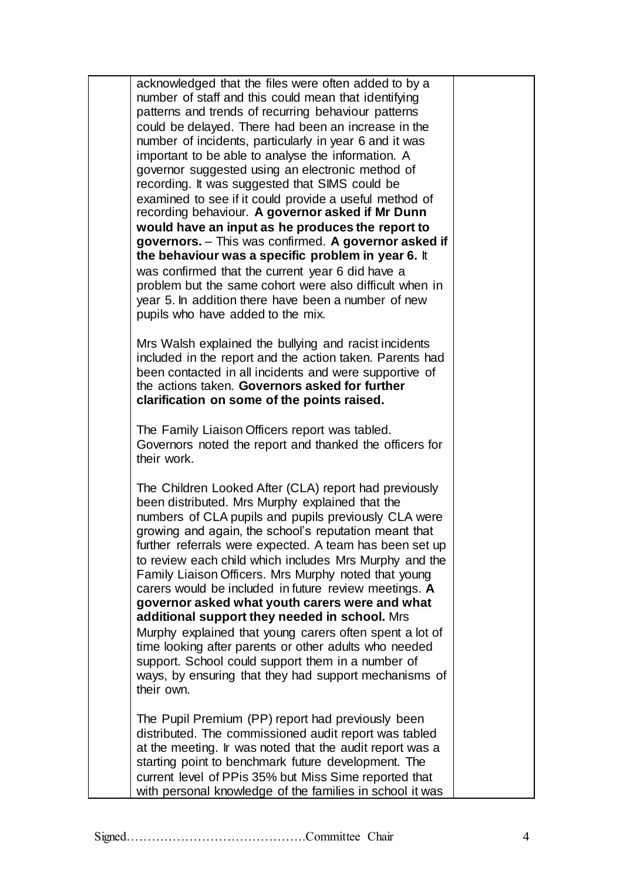| | | |
|---|---|---|
| | acknowledged that the files were often added to by a number of staff and this could mean that identifying patterns and trends of recurring behaviour patterns could be delayed. There had been an increase in the number of incidents, particularly in year 6 and it was important to be able to analyse the information. A governor suggested using an electronic method of recording. It was suggested that SIMS could be examined to see if it could provide a useful method of recording behaviour. **A governor asked if Mr Dunn would have an input as he produces the report to governors.** – This was confirmed. **A governor asked if the behaviour was a specific problem in year 6.** It was confirmed that the current year 6 did have a problem but the same cohort were also difficult when in year 5. In addition there have been a number of new pupils who have added to the mix.<br><br>Mrs Walsh explained the bullying and racist incidents included in the report and the action taken. Parents had been contacted in all incidents and were supportive of the actions taken. **Governors asked for further clarification on some of the points raised.**<br><br>The Family Liaison Officers report was tabled. Governors noted the report and thanked the officers for their work.<br><br>The Children Looked After (CLA) report had previously been distributed. Mrs Murphy explained that the numbers of CLA pupils and pupils previously CLA were growing and again, the school's reputation meant that further referrals were expected. A team has been set up to review each child which includes Mrs Murphy and the Family Liaison Officers. Mrs Murphy noted that young carers would be included in future review meetings. **A governor asked what youth carers were and what additional support they needed in school.** Mrs Murphy explained that young carers often spent a lot of time looking after parents or other adults who needed support. School could support them in a number of ways, by ensuring that they had support mechanisms of their own.<br><br>The Pupil Premium (PP) report had previously been distributed. The commissioned audit report was tabled at the meeting. Ir was noted that the audit report was a starting point to benchmark future development. The current level of PPis 35% but Miss Sime reported that with personal knowledge of the families in school it was | |

Signed…………………………………….Committee Chair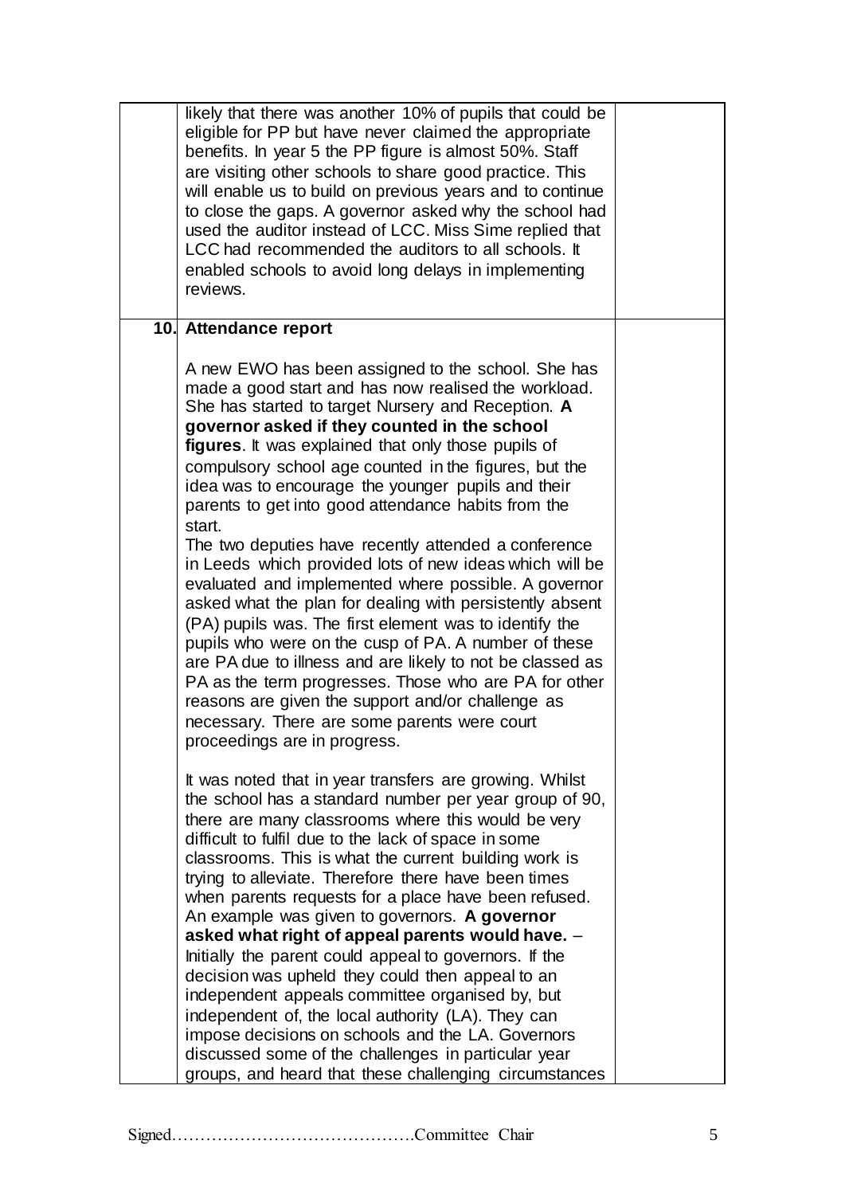| | | |
|---|---|---|
| | likely that there was another 10% of pupils that could be eligible for PP but have never claimed the appropriate benefits. In year 5 the PP figure is almost 50%. Staff are visiting other schools to share good practice. This will enable us to build on previous years and to continue to close the gaps. A governor asked why the school had used the auditor instead of LCC. Miss Sime replied that LCC had recommended the auditors to all schools. It enabled schools to avoid long delays in implementing reviews. | |
| **10.** | **Attendance report**<br><br>A new EWO has been assigned to the school. She has made a good start and has now realised the workload. She has started to target Nursery and Reception. **A governor asked if they counted in the school figures**. It was explained that only those pupils of compulsory school age counted in the figures, but the idea was to encourage the younger pupils and their parents to get into good attendance habits from the start.<br>The two deputies have recently attended a conference in Leeds which provided lots of new ideas which will be evaluated and implemented where possible. A governor asked what the plan for dealing with persistently absent (PA) pupils was. The first element was to identify the pupils who were on the cusp of PA. A number of these are PA due to illness and are likely to not be classed as PA as the term progresses. Those who are PA for other reasons are given the support and/or challenge as necessary. There are some parents were court proceedings are in progress.<br><br>It was noted that in year transfers are growing. Whilst the school has a standard number per year group of 90, there are many classrooms where this would be very difficult to fulfil due to the lack of space in some classrooms. This is what the current building work is trying to alleviate. Therefore there have been times when parents requests for a place have been refused. An example was given to governors. **A governor asked what right of appeal parents would have.** – Initially the parent could appeal to governors. If the decision was upheld they could then appeal to an independent appeals committee organised by, but independent of, the local authority (LA). They can impose decisions on schools and the LA. Governors discussed some of the challenges in particular year groups, and heard that these challenging circumstances | |

Signed…………………………………….Committee Chair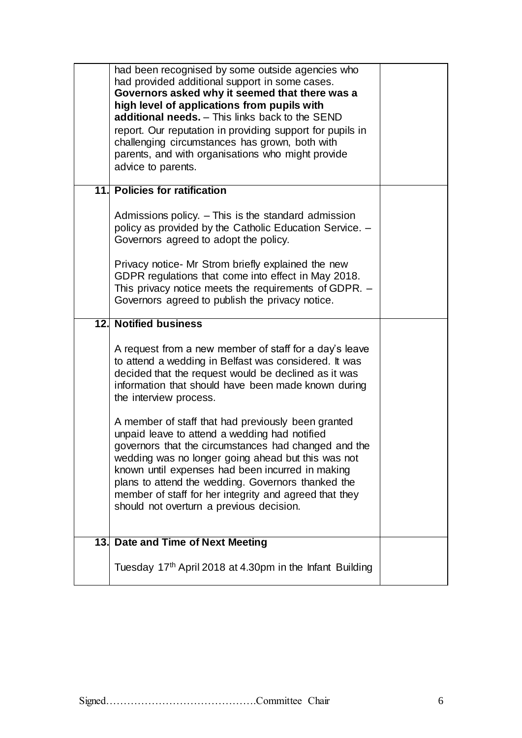| | | |
|---|---|---|
| | had been recognised by some outside agencies who had provided additional support in some cases.<br>**Governors asked why it seemed that there was a high level of applications from pupils with additional needs.** – This links back to the SEND report. Our reputation in providing support for pupils in challenging circumstances has grown, both with parents, and with organisations who might provide advice to parents. | |
| **11.** | **Policies for ratification**<br><br>Admissions policy. – This is the standard admission policy as provided by the Catholic Education Service. – Governors agreed to adopt the policy.<br><br>Privacy notice- Mr Strom briefly explained the new GDPR regulations that come into effect in May 2018. This privacy notice meets the requirements of GDPR. – Governors agreed to publish the privacy notice. | |
| **12.** | **Notified business**<br><br>A request from a new member of staff for a day's leave to attend a wedding in Belfast was considered. It was decided that the request would be declined as it was information that should have been made known during the interview process.<br><br>A member of staff that had previously been granted unpaid leave to attend a wedding had notified governors that the circumstances had changed and the wedding was no longer going ahead but this was not known until expenses had been incurred in making plans to attend the wedding. Governors thanked the member of staff for her integrity and agreed that they should not overturn a previous decision. | |
| **13.** | **Date and Time of Next Meeting**<br><br>Tuesday 17th April 2018 at 4.30pm in the Infant Building | |

Signed…………………………………….Committee Chair